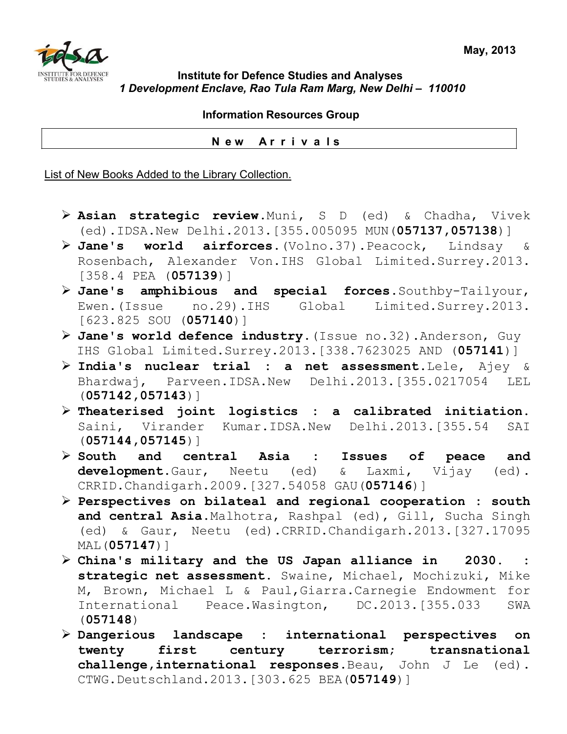May, 2013

**Institute for Defence Studies and Analyses**
***1 Development Enclave, Rao Tula Ram Marg, New Delhi – 110010***

**Information Resources Group**

**New Arrivals**

List of New Books Added to the Library Collection.

- **Asian strategic review**.Muni, S D (ed) & Chadha, Vivek (ed).IDSA.New Delhi.2013.[355.005095 MUN(**057137,057138**)]
- **Jane's world airforces**.(Volno.37).Peacock, Lindsay & Rosenbach, Alexander Von.IHS Global Limited.Surrey.2013. [358.4 PEA (**057139**)]
- **Jane's amphibious and special forces**.Southby-Tailyour, Ewen.(Issue no.29).IHS Global Limited.Surrey.2013. [623.825 SOU (**057140**)]
- **Jane's world defence industry**.(Issue no.32).Anderson, Guy IHS Global Limited.Surrey.2013.[338.7623025 AND (**057141**)]
- **India's nuclear trial : a net assessment**.Lele, Ajey & Bhardwaj, Parveen.IDSA.New Delhi.2013.[355.0217054 LEL (**057142,057143**)]
- **Theaterised joint logistics : a calibrated initiation**. Saini, Virander Kumar.IDSA.New Delhi.2013.[355.54 SAI (**057144,057145**)]
- **South and central Asia : Issues of peace and development**.Gaur, Neetu (ed) & Laxmi, Vijay (ed). CRRID.Chandigarh.2009.[327.54058 GAU(**057146**)]
- **Perspectives on bilateal and regional cooperation : south and central Asia**.Malhotra, Rashpal (ed), Gill, Sucha Singh (ed) & Gaur, Neetu (ed).CRRID.Chandigarh.2013.[327.17095 MAL(**057147**)]
- **China's military and the US Japan alliance in 2030. : strategic net assessment**. Swaine, Michael, Mochizuki, Mike M, Brown, Michael L & Paul,Giarra.Carnegie Endowment for International Peace.Wasington, DC.2013.[355.033 SWA (**057148**)
- **Dangerious landscape : international perspectives on twenty first century terrorism; transnational challenge,international responses**.Beau, John J Le (ed). CTWG.Deutschland.2013.[303.625 BEA(**057149**)]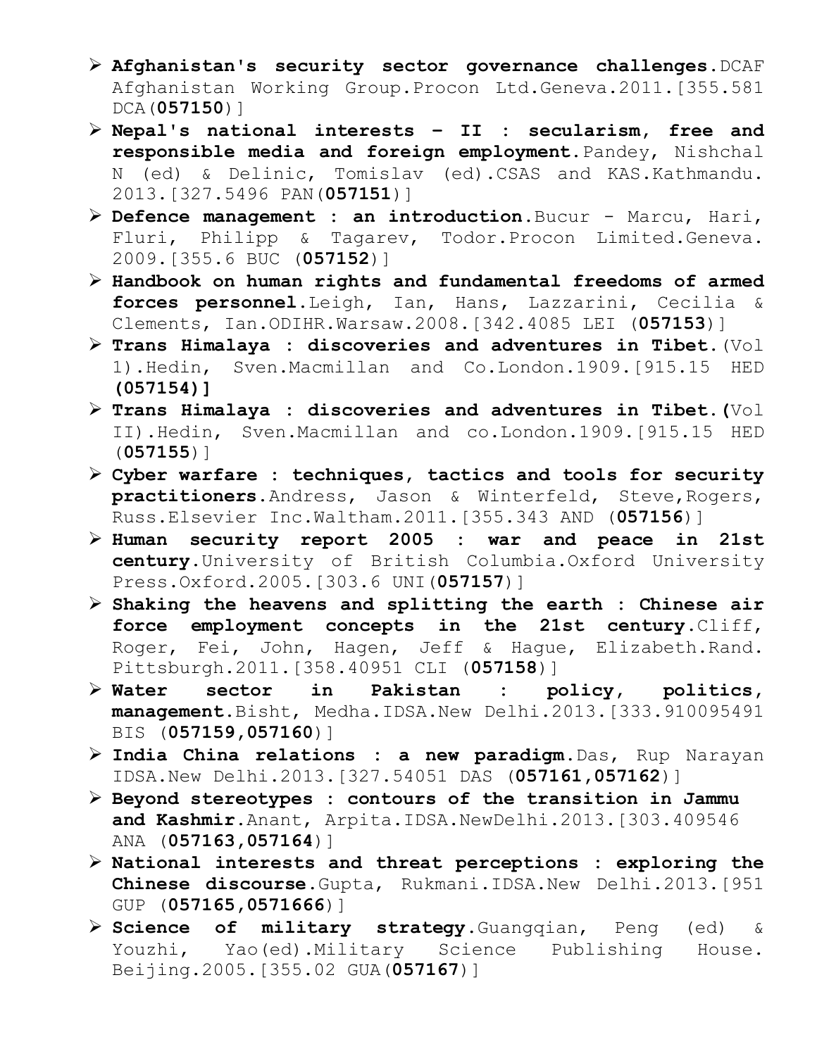- **Afghanistan's security sector governance challenges**.DCAF Afghanistan Working Group.Procon Ltd.Geneva.2011.[355.581 DCA(**057150**)]
- **Nepal's national interests – II : secularism, free and responsible media and foreign employment**.Pandey, Nishchal N (ed) & Delinic, Tomislav (ed).CSAS and KAS.Kathmandu. 2013.[327.5496 PAN(**057151**)]
- **Defence management : an introduction**.Bucur - Marcu, Hari, Fluri, Philipp & Tagarev, Todor.Procon Limited.Geneva. 2009.[355.6 BUC (**057152**)]
- **Handbook on human rights and fundamental freedoms of armed forces personnel**.Leigh, Ian, Hans, Lazzarini, Cecilia & Clements, Ian.ODIHR.Warsaw.2008.[342.4085 LEI (**057153**)]
- **Trans Himalaya : discoveries and adventures in Tibet.**(Vol 1).Hedin, Sven.Macmillan and Co.London.1909.[915.15 HED **(057154)]**
- **Trans Himalaya : discoveries and adventures in Tibet.(**Vol II).Hedin, Sven.Macmillan and co.London.1909.[915.15 HED (**057155**)]
- **Cyber warfare : techniques, tactics and tools for security practitioners**.Andress, Jason & Winterfeld, Steve,Rogers, Russ.Elsevier Inc.Waltham.2011.[355.343 AND (**057156**)]
- **Human security report 2005 : war and peace in 21st century**.University of British Columbia.Oxford University Press.Oxford.2005.[303.6 UNI(**057157**)]
- **Shaking the heavens and splitting the earth : Chinese air force employment concepts in the 21st century**.Cliff, Roger, Fei, John, Hagen, Jeff & Hague, Elizabeth.Rand. Pittsburgh.2011.[358.40951 CLI (**057158**)]
- **Water sector in Pakistan : policy, politics, management**.Bisht, Medha.IDSA.New Delhi.2013.[333.910095491 BIS (**057159,057160**)]
- **India China relations : a new paradigm**.Das, Rup Narayan IDSA.New Delhi.2013.[327.54051 DAS (**057161,057162**)]
- **Beyond stereotypes : contours of the transition in Jammu and Kashmir**.Anant, Arpita.IDSA.NewDelhi.2013.[303.409546 ANA (**057163,057164**)]
- **National interests and threat perceptions : exploring the Chinese discourse**.Gupta, Rukmani.IDSA.New Delhi.2013.[951 GUP (**057165,0571666**)]
- **Science of military strategy**.Guangqian, Peng (ed) & Youzhi, Yao(ed).Military Science Publishing House. Beijing.2005.[355.02 GUA(**057167**)]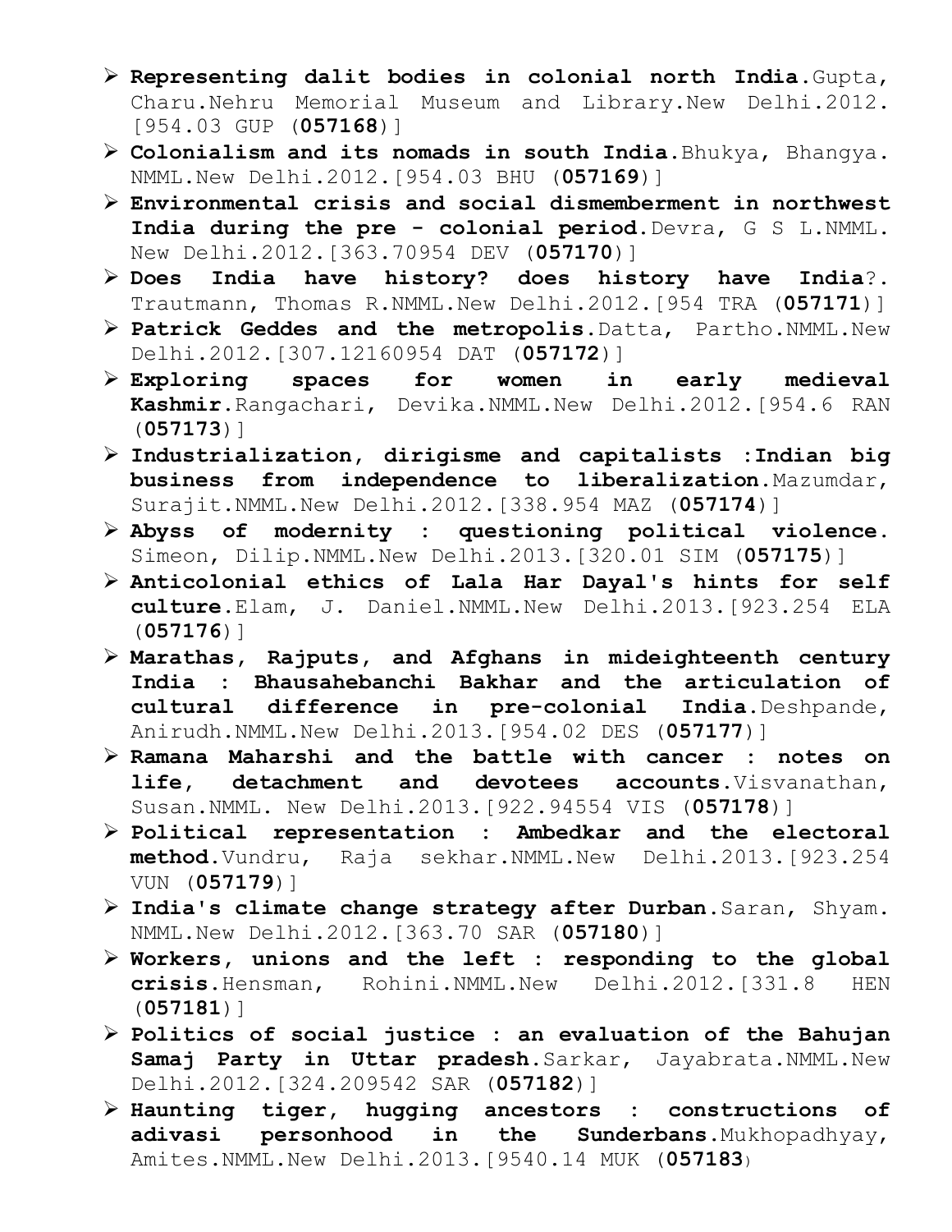- **Representing dalit bodies in colonial north India**.Gupta, Charu.Nehru Memorial Museum and Library.New Delhi.2012.[954.03 GUP (**057168**)]
- **Colonialism and its nomads in south India**.Bhukya, Bhangya. NMML.New Delhi.2012.[954.03 BHU (**057169**)]
- **Environmental crisis and social dismemberment in northwest India during the pre - colonial period**.Devra, G S L.NMML. New Delhi.2012.[363.70954 DEV (**057170**)]
- **Does India have history? does history have India**?. Trautmann, Thomas R.NMML.New Delhi.2012.[954 TRA (**057171**)]
- **Patrick Geddes and the metropolis**.Datta, Partho.NMML.New Delhi.2012.[307.12160954 DAT (**057172**)]
- **Exploring spaces for women in early medieval Kashmir**.Rangachari, Devika.NMML.New Delhi.2012.[954.6 RAN (**057173**)]
- **Industrialization, dirigisme and capitalists :Indian big business from independence to liberalization**.Mazumdar, Surajit.NMML.New Delhi.2012.[338.954 MAZ (**057174**)]
- **Abyss of modernity : questioning political violence**. Simeon, Dilip.NMML.New Delhi.2013.[320.01 SIM (**057175**)]
- **Anticolonial ethics of Lala Har Dayal's hints for self culture**.Elam, J. Daniel.NMML.New Delhi.2013.[923.254 ELA (**057176**)]
- **Marathas, Rajputs, and Afghans in mideighteenth century India : Bhausahebanchi Bakhar and the articulation of cultural difference in pre-colonial India**.Deshpande, Anirudh.NMML.New Delhi.2013.[954.02 DES (**057177**)]
- **Ramana Maharshi and the battle with cancer : notes on life, detachment and devotees accounts**.Visvanathan, Susan.NMML. New Delhi.2013.[922.94554 VIS (**057178**)]
- **Political representation : Ambedkar and the electoral method**.Vundru, Raja sekhar.NMML.New Delhi.2013.[923.254 VUN (**057179**)]
- **India's climate change strategy after Durban**.Saran, Shyam. NMML.New Delhi.2012.[363.70 SAR (**057180**)]
- **Workers, unions and the left : responding to the global crisis**.Hensman, Rohini.NMML.New Delhi.2012.[331.8 HEN (**057181**)]
- **Politics of social justice : an evaluation of the Bahujan Samaj Party in Uttar pradesh**.Sarkar, Jayabrata.NMML.New Delhi.2012.[324.209542 SAR (**057182**)]
- **Haunting tiger, hugging ancestors : constructions of adivasi personhood in the Sunderbans**.Mukhopadhyay, Amites.NMML.New Delhi.2013.[9540.14 MUK (**057183**)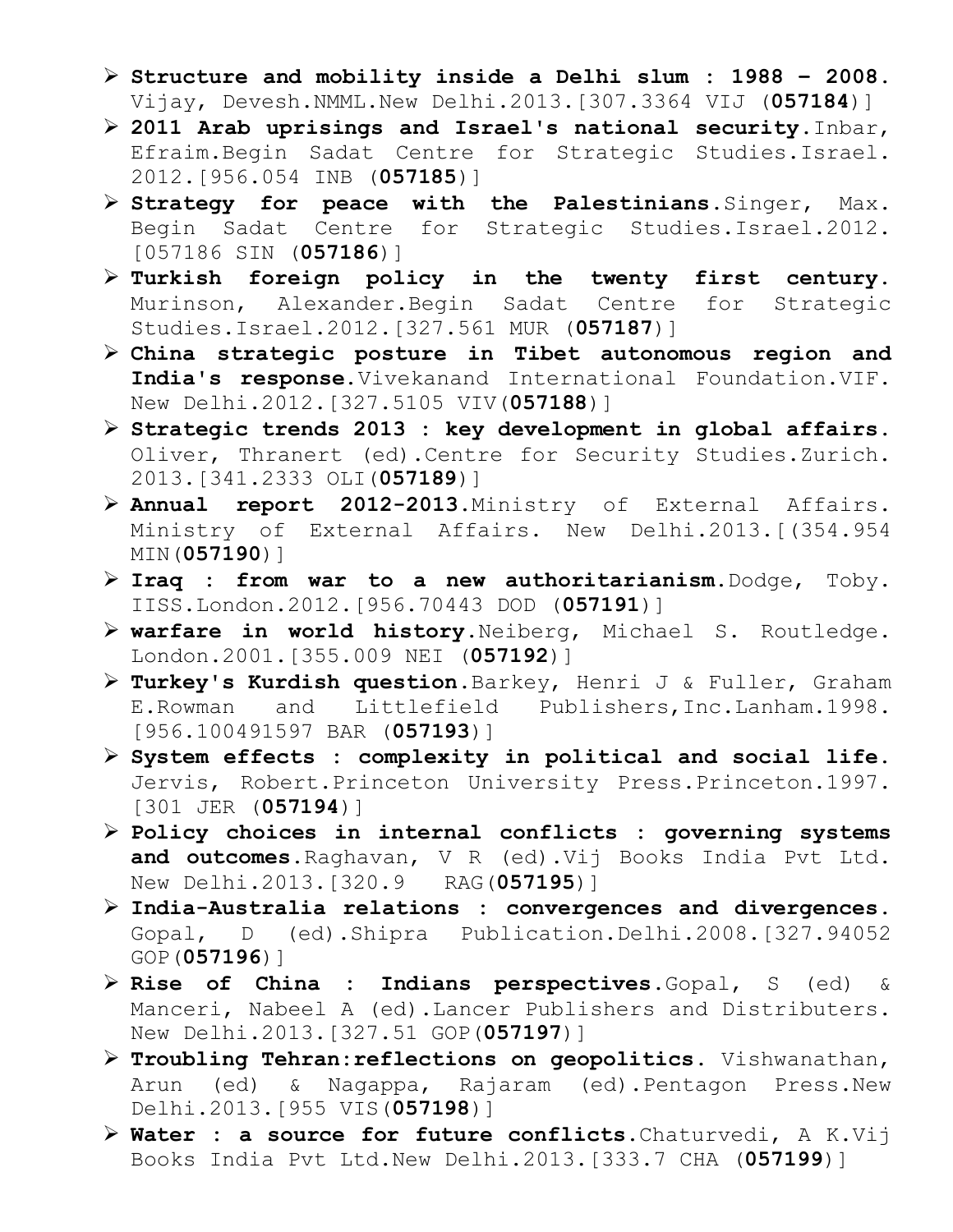- **Structure and mobility inside a Delhi slum : 1988 – 2008.** Vijay, Devesh.NMML.New Delhi.2013.[307.3364 VIJ (**057184**)]
- **2011 Arab uprisings and Israel's national security**.Inbar, Efraim.Begin Sadat Centre for Strategic Studies.Israel. 2012.[956.054 INB (**057185**)]
- **Strategy for peace with the Palestinians**.Singer, Max. Begin Sadat Centre for Strategic Studies.Israel.2012. [057186 SIN (**057186**)]
- **Turkish foreign policy in the twenty first century**. Murinson, Alexander.Begin Sadat Centre for Strategic Studies.Israel.2012.[327.561 MUR (**057187**)]
- **China strategic posture in Tibet autonomous region and India's response**.Vivekanand International Foundation.VIF. New Delhi.2012.[327.5105 VIV(**057188**)]
- **Strategic trends 2013 : key development in global affairs**. Oliver, Thranert (ed).Centre for Security Studies.Zurich. 2013.[341.2333 OLI(**057189**)]
- **Annual report 2012-2013**.Ministry of External Affairs. Ministry of External Affairs. New Delhi.2013.[(354.954 MIN(**057190**)]
- **Iraq : from war to a new authoritarianism**.Dodge, Toby. IISS.London.2012.[956.70443 DOD (**057191**)]
- **warfare in world history**.Neiberg, Michael S. Routledge. London.2001.[355.009 NEI (**057192**)]
- **Turkey's Kurdish question**.Barkey, Henri J & Fuller, Graham E.Rowman and Littlefield Publishers,Inc.Lanham.1998. [956.100491597 BAR (**057193**)]
- **System effects : complexity in political and social life**. Jervis, Robert.Princeton University Press.Princeton.1997. [301 JER (**057194**)]
- **Policy choices in internal conflicts : governing systems and outcomes**.Raghavan, V R (ed).Vij Books India Pvt Ltd. New Delhi.2013.[320.9 RAG(**057195**)]
- **India-Australia relations : convergences and divergences**. Gopal, D (ed).Shipra Publication.Delhi.2008.[327.94052 GOP(**057196**)]
- **Rise of China : Indians perspectives**.Gopal, S (ed) & Manceri, Nabeel A (ed).Lancer Publishers and Distributers. New Delhi.2013.[327.51 GOP(**057197**)]
- **Troubling Tehran:reflections on geopolitics**. Vishwanathan, Arun (ed) & Nagappa, Rajaram (ed).Pentagon Press.New Delhi.2013.[955 VIS(**057198**)]
- **Water : a source for future conflicts**.Chaturvedi, A K.Vij Books India Pvt Ltd.New Delhi.2013.[333.7 CHA (**057199**)]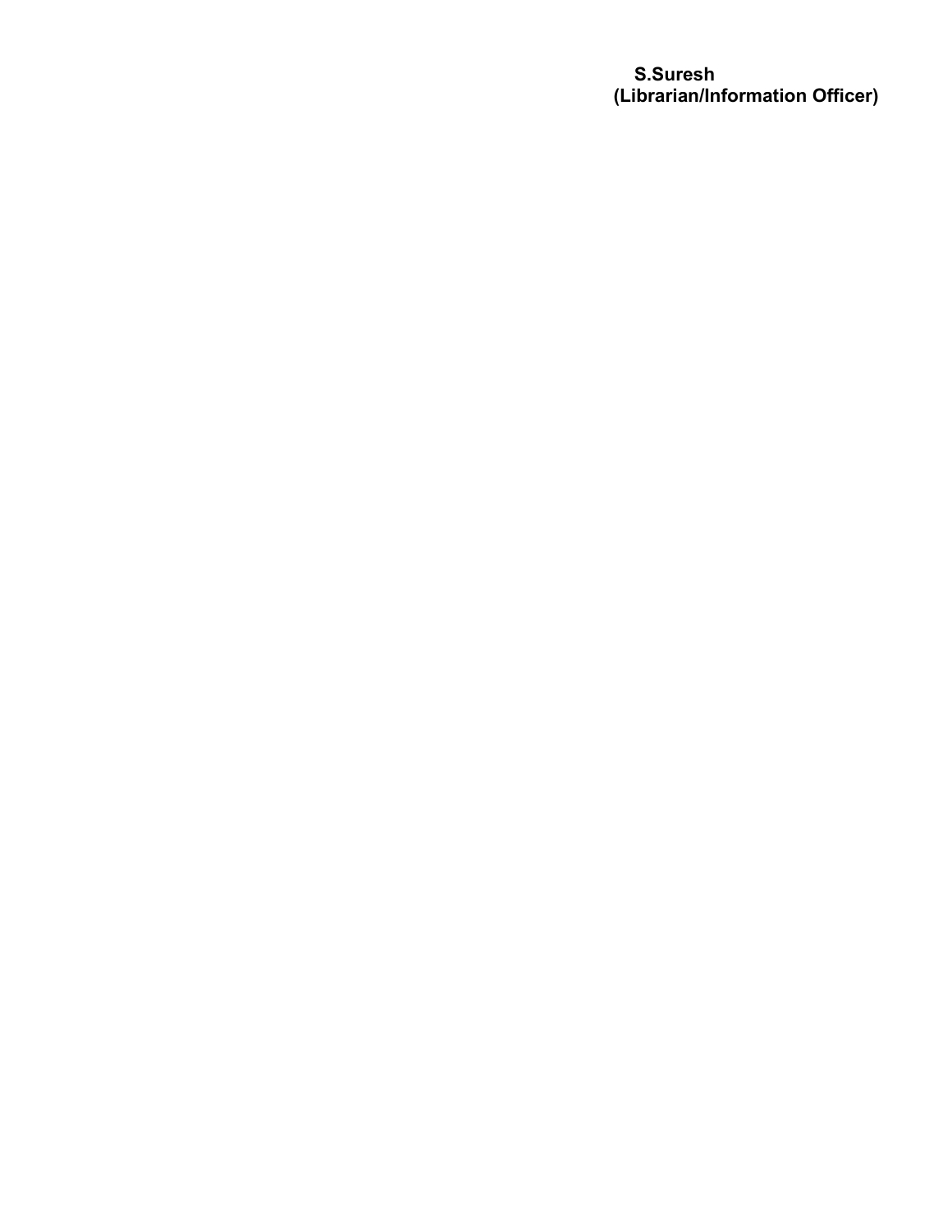**S.Suresh**
**(Librarian/Information Officer)**